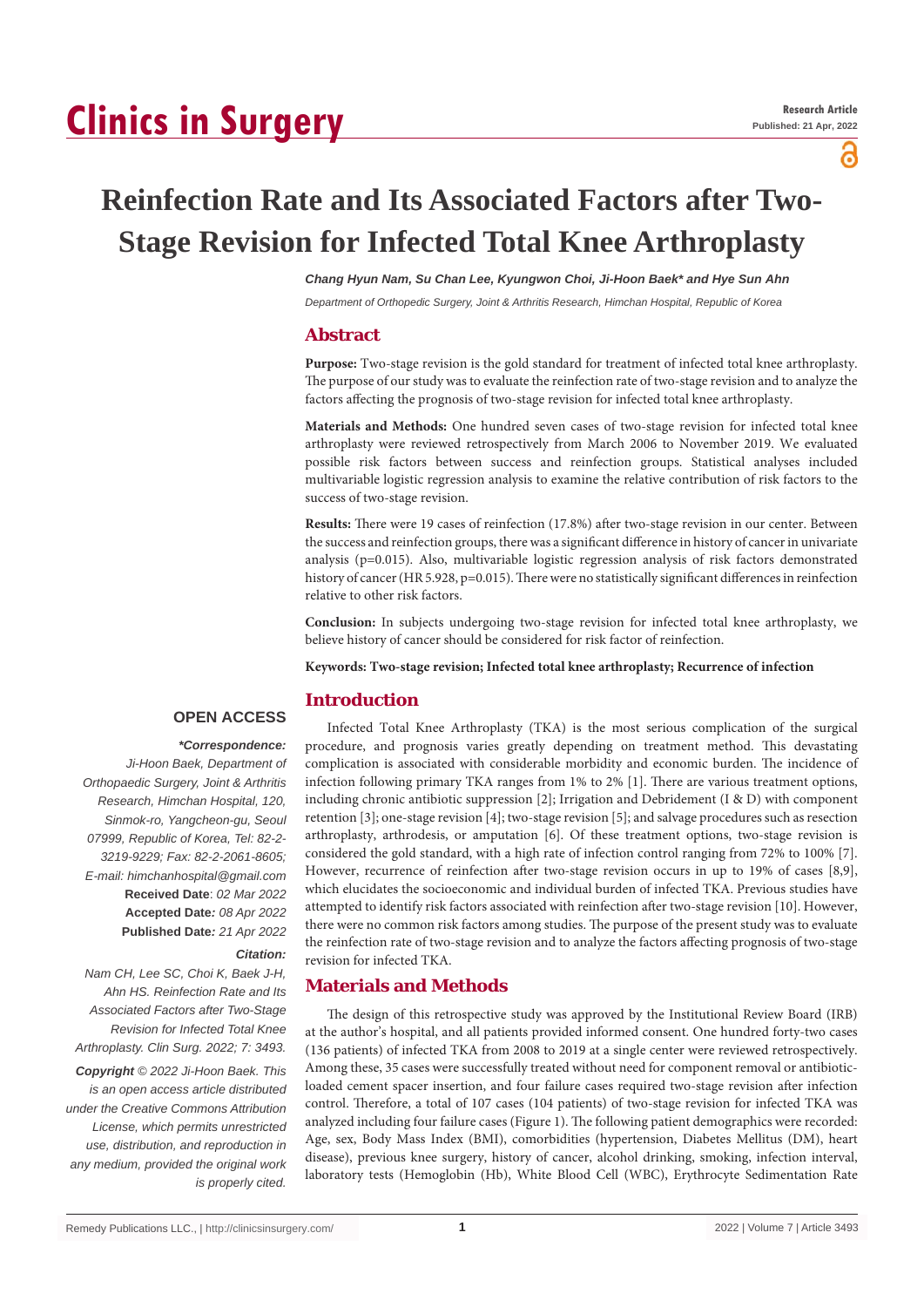# Clinics in Surgery

**Research Article**
**Published: 21 Apr, 2022**

# Reinfection Rate and Its Associated Factors after Two-Stage Revision for Infected Total Knee Arthroplasty

***Chang Hyun Nam, Su Chan Lee, Kyungwon Choi, Ji-Hoon Baek\* and Hye Sun Ahn***

*Department of Orthopedic Surgery, Joint & Arthritis Research, Himchan Hospital, Republic of Korea*

## Abstract

**Purpose:** Two-stage revision is the gold standard for treatment of infected total knee arthroplasty. The purpose of our study was to evaluate the reinfection rate of two-stage revision and to analyze the factors affecting the prognosis of two-stage revision for infected total knee arthroplasty.

**Materials and Methods:** One hundred seven cases of two-stage revision for infected total knee arthroplasty were reviewed retrospectively from March 2006 to November 2019. We evaluated possible risk factors between success and reinfection groups. Statistical analyses included multivariable logistic regression analysis to examine the relative contribution of risk factors to the success of two-stage revision.

**Results:** There were 19 cases of reinfection (17.8%) after two-stage revision in our center. Between the success and reinfection groups, there was a significant difference in history of cancer in univariate analysis (p=0.015). Also, multivariable logistic regression analysis of risk factors demonstrated history of cancer (HR 5.928, p=0.015). There were no statistically significant differences in reinfection relative to other risk factors.

**Conclusion:** In subjects undergoing two-stage revision for infected total knee arthroplasty, we believe history of cancer should be considered for risk factor of reinfection.

**Keywords: Two-stage revision; Infected total knee arthroplasty; Recurrence of infection**

**OPEN ACCESS**

***\*Correspondence:***

*Ji-Hoon Baek, Department of Orthopaedic Surgery, Joint & Arthritis Research, Himchan Hospital, 120, Sinmok-ro, Yangcheon-gu, Seoul 07999, Republic of Korea, Tel: 82-2-3219-9229; Fax: 82-2-2061-8605; E-mail: himchanhospital@gmail.com*

**Received Date**: *02 Mar 2022*

**Accepted Date***: 08 Apr 2022*

**Published Date***: 21 Apr 2022*

***Citation:***

*Nam CH, Lee SC, Choi K, Baek J-H, Ahn HS. Reinfection Rate and Its Associated Factors after Two-Stage Revision for Infected Total Knee Arthroplasty. Clin Surg. 2022; 7: 3493.*

***Copyright** © 2022 Ji-Hoon Baek. This is an open access article distributed under the Creative Commons Attribution License, which permits unrestricted use, distribution, and reproduction in any medium, provided the original work is properly cited.*

## Introduction

Infected Total Knee Arthroplasty (TKA) is the most serious complication of the surgical procedure, and prognosis varies greatly depending on treatment method. This devastating complication is associated with considerable morbidity and economic burden. The incidence of infection following primary TKA ranges from 1% to 2% [1]. There are various treatment options, including chronic antibiotic suppression [2]; Irrigation and Debridement (I & D) with component retention [3]; one-stage revision [4]; two-stage revision [5]; and salvage procedures such as resection arthroplasty, arthrodesis, or amputation [6]. Of these treatment options, two-stage revision is considered the gold standard, with a high rate of infection control ranging from 72% to 100% [7]. However, recurrence of reinfection after two-stage revision occurs in up to 19% of cases [8,9], which elucidates the socioeconomic and individual burden of infected TKA. Previous studies have attempted to identify risk factors associated with reinfection after two-stage revision [10]. However, there were no common risk factors among studies. The purpose of the present study was to evaluate the reinfection rate of two-stage revision and to analyze the factors affecting prognosis of two-stage revision for infected TKA.

## Materials and Methods

The design of this retrospective study was approved by the Institutional Review Board (IRB) at the author's hospital, and all patients provided informed consent. One hundred forty-two cases (136 patients) of infected TKA from 2008 to 2019 at a single center were reviewed retrospectively. Among these, 35 cases were successfully treated without need for component removal or antibiotic-loaded cement spacer insertion, and four failure cases required two-stage revision after infection control. Therefore, a total of 107 cases (104 patients) of two-stage revision for infected TKA was analyzed including four failure cases (Figure 1). The following patient demographics were recorded: Age, sex, Body Mass Index (BMI), comorbidities (hypertension, Diabetes Mellitus (DM), heart disease), previous knee surgery, history of cancer, alcohol drinking, smoking, infection interval, laboratory tests (Hemoglobin (Hb), White Blood Cell (WBC), Erythrocyte Sedimentation Rate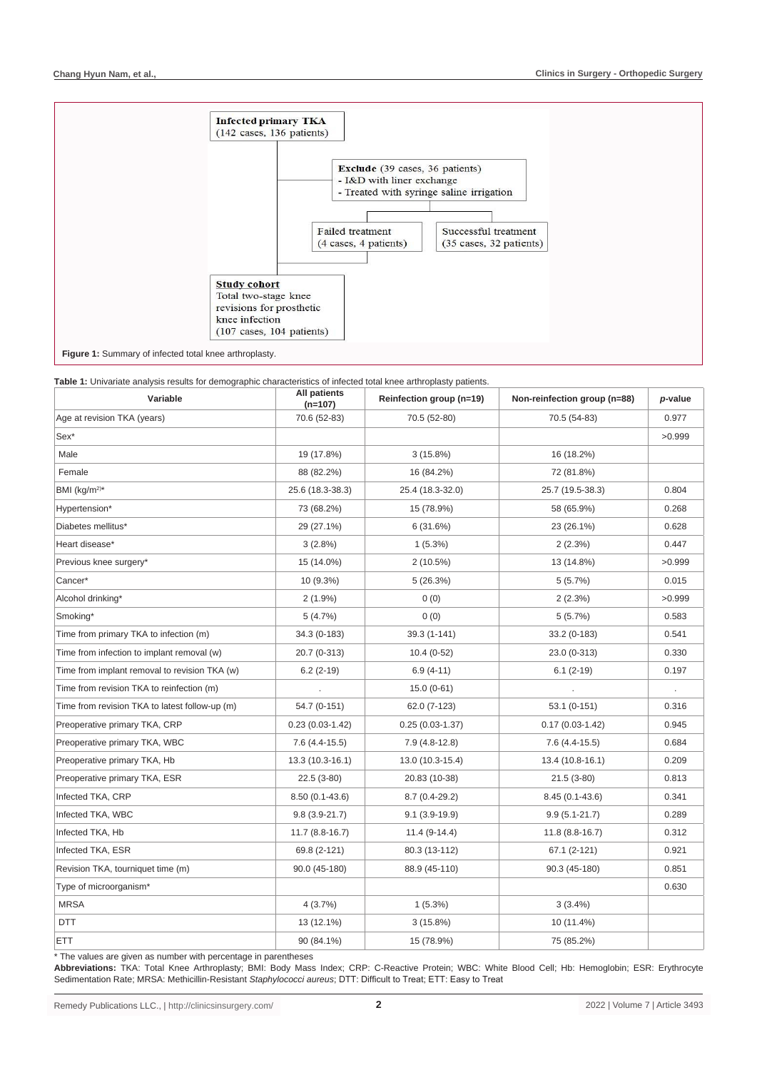**Infected primary TKA**
(142 cases, 136 patients)

**Exclude** (39 cases, 36 patients)
- I&D with liner exchange
- Treated with syringe saline irrigation

Failed treatment
(4 cases, 4 patients)

Successful treatment
(35 cases, 32 patients)

**Study cohort**
Total two-stage knee revisions for prosthetic knee infection
(107 cases, 104 patients)

**Figure 1:** Summary of infected total knee arthroplasty.

**Table 1:** Univariate analysis results for demographic characteristics of infected total knee arthroplasty patients.

| Variable | All patients (n=107) | Reinfection group (n=19) | Non-reinfection group (n=88) | *p*-value |
|---|---|---|---|---|
| Age at revision TKA (years) | 70.6 (52-83) | 70.5 (52-80) | 70.5 (54-83) | 0.977 |
| Sex* | | | | >0.999 |
| Male | 19 (17.8%) | 3 (15.8%) | 16 (18.2%) | |
| Female | 88 (82.2%) | 16 (84.2%) | 72 (81.8%) | |
| BMI ($kg/m^2$)* | 25.6 (18.3-38.3) | 25.4 (18.3-32.0) | 25.7 (19.5-38.3) | 0.804 |
| Hypertension* | 73 (68.2%) | 15 (78.9%) | 58 (65.9%) | 0.268 |
| Diabetes mellitus* | 29 (27.1%) | 6 (31.6%) | 23 (26.1%) | 0.628 |
| Heart disease* | 3 (2.8%) | 1 (5.3%) | 2 (2.3%) | 0.447 |
| Previous knee surgery* | 15 (14.0%) | 2 (10.5%) | 13 (14.8%) | >0.999 |
| Cancer* | 10 (9.3%) | 5 (26.3%) | 5 (5.7%) | 0.015 |
| Alcohol drinking* | 2 (1.9%) | 0 (0) | 2 (2.3%) | >0.999 |
| Smoking* | 5 (4.7%) | 0 (0) | 5 (5.7%) | 0.583 |
| Time from primary TKA to infection (m) | 34.3 (0-183) | 39.3 (1-141) | 33.2 (0-183) | 0.541 |
| Time from infection to implant removal (w) | 20.7 (0-313) | 10.4 (0-52) | 23.0 (0-313) | 0.330 |
| Time from implant removal to revision TKA (w) | 6.2 (2-19) | 6.9 (4-11) | 6.1 (2-19) | 0.197 |
| Time from revision TKA to reinfection (m) | . | 15.0 (0-61) | . | . |
| Time from revision TKA to latest follow-up (m) | 54.7 (0-151) | 62.0 (7-123) | 53.1 (0-151) | 0.316 |
| Preoperative primary TKA, CRP | 0.23 (0.03-1.42) | 0.25 (0.03-1.37) | 0.17 (0.03-1.42) | 0.945 |
| Preoperative primary TKA, WBC | 7.6 (4.4-15.5) | 7.9 (4.8-12.8) | 7.6 (4.4-15.5) | 0.684 |
| Preoperative primary TKA, Hb | 13.3 (10.3-16.1) | 13.0 (10.3-15.4) | 13.4 (10.8-16.1) | 0.209 |
| Preoperative primary TKA, ESR | 22.5 (3-80) | 20.83 (10-38) | 21.5 (3-80) | 0.813 |
| Infected TKA, CRP | 8.50 (0.1-43.6) | 8.7 (0.4-29.2) | 8.45 (0.1-43.6) | 0.341 |
| Infected TKA, WBC | 9.8 (3.9-21.7) | 9.1 (3.9-19.9) | 9.9 (5.1-21.7) | 0.289 |
| Infected TKA, Hb | 11.7 (8.8-16.7) | 11.4 (9-14.4) | 11.8 (8.8-16.7) | 0.312 |
| Infected TKA, ESR | 69.8 (2-121) | 80.3 (13-112) | 67.1 (2-121) | 0.921 |
| Revision TKA, tourniquet time (m) | 90.0 (45-180) | 88.9 (45-110) | 90.3 (45-180) | 0.851 |
| Type of microorganism* | | | | 0.630 |
| MRSA | 4 (3.7%) | 1 (5.3%) | 3 (3.4%) | |
| DTT | 13 (12.1%) | 3 (15.8%) | 10 (11.4%) | |
| ETT | 90 (84.1%) | 15 (78.9%) | 75 (85.2%) | |

\* The values are given as number with percentage in parentheses

**Abbreviations:** TKA: Total Knee Arthroplasty; BMI: Body Mass Index; CRP: C-Reactive Protein; WBC: White Blood Cell; Hb: Hemoglobin; ESR: Erythrocyte Sedimentation Rate; MRSA: Methicillin-Resistant *Staphylococci aureus*; DTT: Difficult to Treat; ETT: Easy to Treat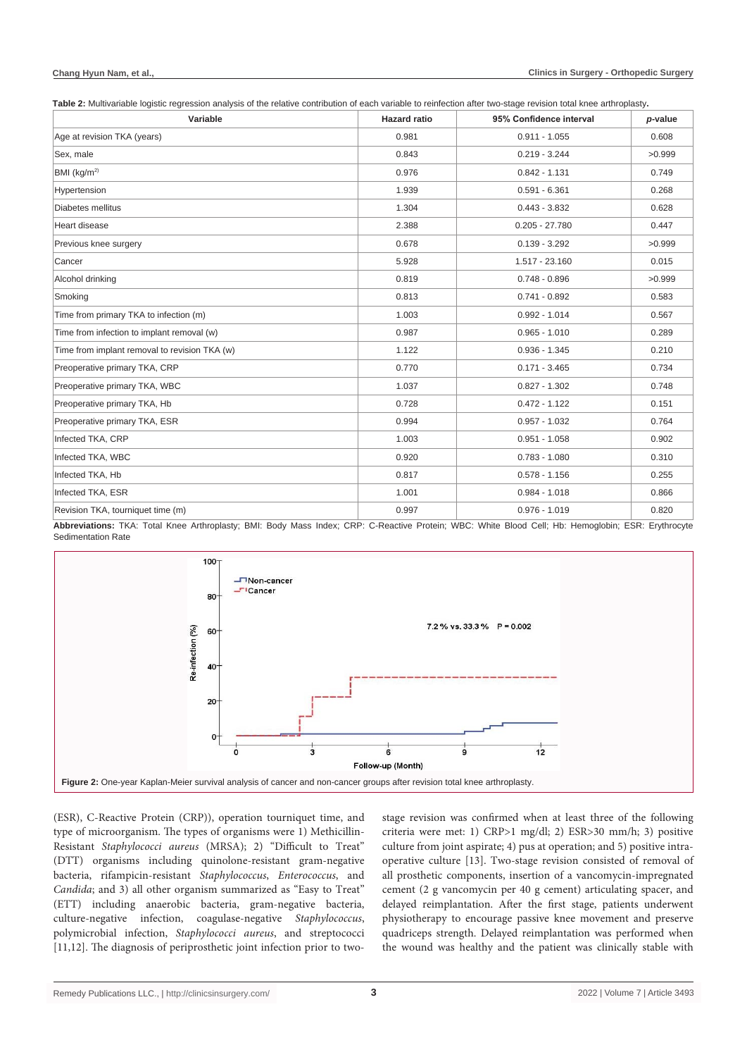**Table 2:** Multivariable logistic regression analysis of the relative contribution of each variable to reinfection after two-stage revision total knee arthroplasty.

| Variable | Hazard ratio | 95% Confidence interval | *p*-value |
|---|---|---|---|
| Age at revision TKA (years) | 0.981 | 0.911 - 1.055 | 0.608 |
| Sex, male | 0.843 | 0.219 - 3.244 | >0.999 |
| BMI (kg/m$^2$) | 0.976 | 0.842 - 1.131 | 0.749 |
| Hypertension | 1.939 | 0.591 - 6.361 | 0.268 |
| Diabetes mellitus | 1.304 | 0.443 - 3.832 | 0.628 |
| Heart disease | 2.388 | 0.205 - 27.780 | 0.447 |
| Previous knee surgery | 0.678 | 0.139 - 3.292 | >0.999 |
| Cancer | 5.928 | 1.517 - 23.160 | 0.015 |
| Alcohol drinking | 0.819 | 0.748 - 0.896 | >0.999 |
| Smoking | 0.813 | 0.741 - 0.892 | 0.583 |
| Time from primary TKA to infection (m) | 1.003 | 0.992 - 1.014 | 0.567 |
| Time from infection to implant removal (w) | 0.987 | 0.965 - 1.010 | 0.289 |
| Time from implant removal to revision TKA (w) | 1.122 | 0.936 - 1.345 | 0.210 |
| Preoperative primary TKA, CRP | 0.770 | 0.171 - 3.465 | 0.734 |
| Preoperative primary TKA, WBC | 1.037 | 0.827 - 1.302 | 0.748 |
| Preoperative primary TKA, Hb | 0.728 | 0.472 - 1.122 | 0.151 |
| Preoperative primary TKA, ESR | 0.994 | 0.957 - 1.032 | 0.764 |
| Infected TKA, CRP | 1.003 | 0.951 - 1.058 | 0.902 |
| Infected TKA, WBC | 0.920 | 0.783 - 1.080 | 0.310 |
| Infected TKA, Hb | 0.817 | 0.578 - 1.156 | 0.255 |
| Infected TKA, ESR | 1.001 | 0.984 - 1.018 | 0.866 |
| Revision TKA, tourniquet time (m) | 0.997 | 0.976 - 1.019 | 0.820 |

**Abbreviations:** TKA: Total Knee Arthroplasty; BMI: Body Mass Index; CRP: C-Reactive Protein; WBC: White Blood Cell; Hb: Hemoglobin; ESR: Erythrocyte Sedimentation Rate

**Figure 2:** One-year Kaplan-Meier survival analysis of cancer and non-cancer groups after revision total knee arthroplasty.

(ESR), C-Reactive Protein (CRP)), operation tourniquet time, and type of microorganism. The types of organisms were 1) Methicillin-Resistant *Staphylococci aureus* (MRSA); 2) "Difficult to Treat" (DTT) organisms including quinolone-resistant gram-negative bacteria, rifampicin-resistant *Staphylococcus*, *Enterococcus*, and *Candida*; and 3) all other organism summarized as "Easy to Treat" (ETT) including anaerobic bacteria, gram-negative bacteria, culture-negative infection, coagulase-negative *Staphylococcus*, polymicrobial infection, *Staphylococci aureus*, and streptococci [11,12]. The diagnosis of periprosthetic joint infection prior to two-stage revision was confirmed when at least three of the following criteria were met: 1) CRP>1 mg/dl; 2) ESR>30 mm/h; 3) positive culture from joint aspirate; 4) pus at operation; and 5) positive intra-operative culture [13]. Two-stage revision consisted of removal of all prosthetic components, insertion of a vancomycin-impregnated cement (2 g vancomycin per 40 g cement) articulating spacer, and delayed reimplantation. After the first stage, patients underwent physiotherapy to encourage passive knee movement and preserve quadriceps strength. Delayed reimplantation was performed when the wound was healthy and the patient was clinically stable with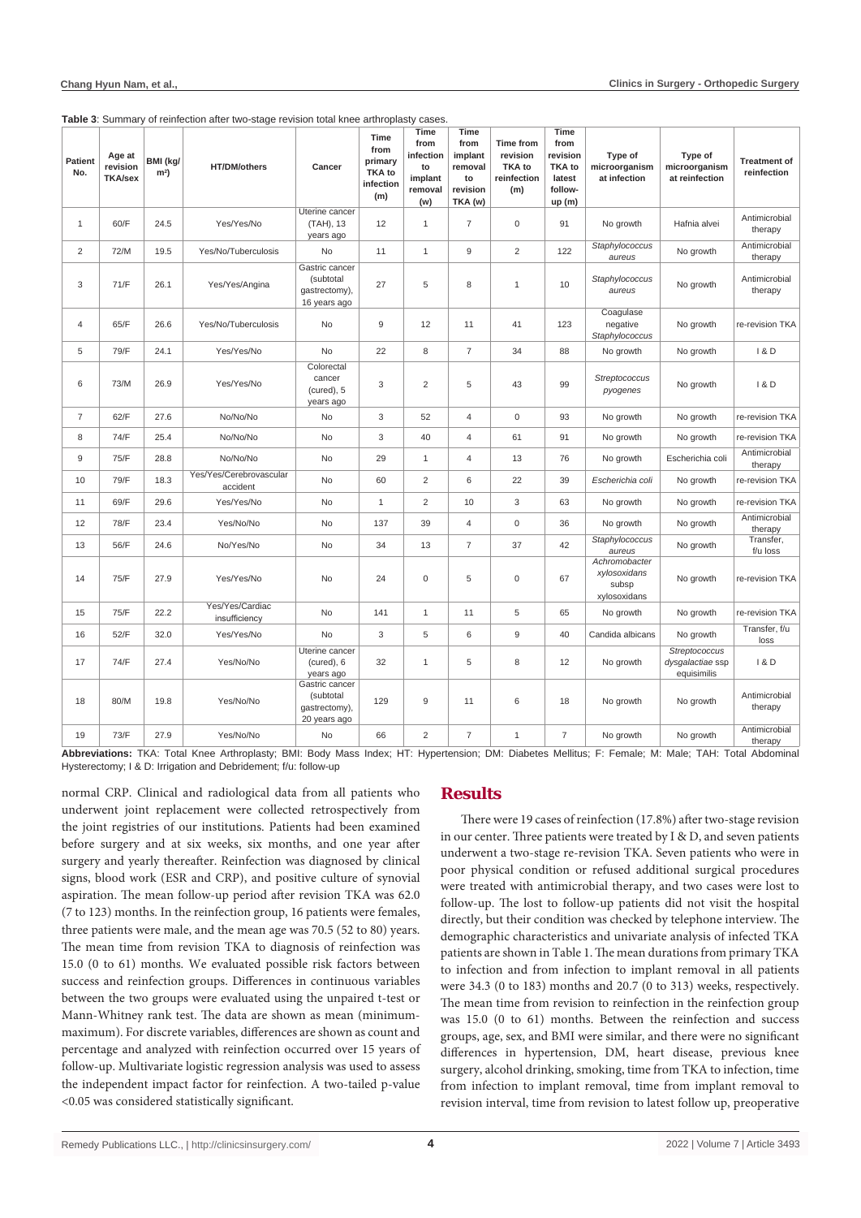**Table 3**: Summary of reinfection after two-stage revision total knee arthroplasty cases.

| Patient No. | Age at revision TKA/sex | BMI (kg/m$^2$) | HT/DM/others | Cancer | Time from primary TKA to infection (m) | Time from infection to implant removal (w) | Time from implant removal to revision TKA (w) | Time from revision TKA to reinfection (m) | Time from revision TKA to latest follow-up (m) | Type of microorganism at infection | Type of microorganism at reinfection | Treatment of reinfection |
|---|---|---|---|---|---|---|---|---|---|---|---|---|
| 1 | 60/F | 24.5 | Yes/Yes/No | Uterine cancer (TAH), 13 years ago | 12 | 1 | 7 | 0 | 91 | No growth | Hafnia alvei | Antimicrobial therapy |
| 2 | 72/M | 19.5 | Yes/No/Tuberculosis | No | 11 | 1 | 9 | 2 | 122 | *Staphylococcus aureus* | No growth | Antimicrobial therapy |
| 3 | 71/F | 26.1 | Yes/Yes/Angina | Gastric cancer (subtotal gastrectomy), 16 years ago | 27 | 5 | 8 | 1 | 10 | *Staphylococcus aureus* | No growth | Antimicrobial therapy |
| 4 | 65/F | 26.6 | Yes/No/Tuberculosis | No | 9 | 12 | 11 | 41 | 123 | Coagulase negative *Staphylococcus* | No growth | re-revision TKA |
| 5 | 79/F | 24.1 | Yes/Yes/No | No | 22 | 8 | 7 | 34 | 88 | No growth | No growth | I & D |
| 6 | 73/M | 26.9 | Yes/Yes/No | Colorectal cancer (cured), 5 years ago | 3 | 2 | 5 | 43 | 99 | *Streptococcus pyogenes* | No growth | I & D |
| 7 | 62/F | 27.6 | No/No/No | No | 3 | 52 | 4 | 0 | 93 | No growth | No growth | re-revision TKA |
| 8 | 74/F | 25.4 | No/No/No | No | 3 | 40 | 4 | 61 | 91 | No growth | No growth | re-revision TKA |
| 9 | 75/F | 28.8 | No/No/No | No | 29 | 1 | 4 | 13 | 76 | No growth | Escherichia coli | Antimicrobial therapy |
| 10 | 79/F | 18.3 | Yes/Yes/Cerebrovascular accident | No | 60 | 2 | 6 | 22 | 39 | *Escherichia coli* | No growth | re-revision TKA |
| 11 | 69/F | 29.6 | Yes/Yes/No | No | 1 | 2 | 10 | 3 | 63 | No growth | No growth | re-revision TKA |
| 12 | 78/F | 23.4 | Yes/No/No | No | 137 | 39 | 4 | 0 | 36 | No growth | No growth | Antimicrobial therapy |
| 13 | 56/F | 24.6 | No/Yes/No | No | 34 | 13 | 7 | 37 | 42 | *Staphylococcus aureus* | No growth | Transfer, f/u loss |
| 14 | 75/F | 27.9 | Yes/Yes/No | No | 24 | 0 | 5 | 0 | 67 | *Achromobacter xylosoxidans subsp xylosoxidans* | No growth | re-revision TKA |
| 15 | 75/F | 22.2 | Yes/Yes/Cardiac insufficiency | No | 141 | 1 | 11 | 5 | 65 | No growth | No growth | re-revision TKA |
| 16 | 52/F | 32.0 | Yes/Yes/No | No | 3 | 5 | 6 | 9 | 40 | Candida albicans | No growth | Transfer, f/u loss |
| 17 | 74/F | 27.4 | Yes/No/No | Uterine cancer (cured), 6 years ago | 32 | 1 | 5 | 8 | 12 | No growth | *Streptococcus dysgalactiae ssp equisimilis* | I & D |
| 18 | 80/M | 19.8 | Yes/No/No | Gastric cancer (subtotal gastrectomy), 20 years ago | 129 | 9 | 11 | 6 | 18 | No growth | No growth | Antimicrobial therapy |
| 19 | 73/F | 27.9 | Yes/No/No | No | 66 | 2 | 7 | 1 | 7 | No growth | No growth | Antimicrobial therapy |

**Abbreviations:** TKA: Total Knee Arthroplasty; BMI: Body Mass Index; HT: Hypertension; DM: Diabetes Mellitus; F: Female; M: Male; TAH: Total Abdominal Hysterectomy; I & D: Irrigation and Debridement; f/u: follow-up

normal CRP. Clinical and radiological data from all patients who underwent joint replacement were collected retrospectively from the joint registries of our institutions. Patients had been examined before surgery and at six weeks, six months, and one year after surgery and yearly thereafter. Reinfection was diagnosed by clinical signs, blood work (ESR and CRP), and positive culture of synovial aspiration. The mean follow-up period after revision TKA was 62.0 (7 to 123) months. In the reinfection group, 16 patients were females, three patients were male, and the mean age was 70.5 (52 to 80) years. The mean time from revision TKA to diagnosis of reinfection was 15.0 (0 to 61) months. We evaluated possible risk factors between success and reinfection groups. Differences in continuous variables between the two groups were evaluated using the unpaired t-test or Mann-Whitney rank test. The data are shown as mean (minimum-maximum). For discrete variables, differences are shown as count and percentage and analyzed with reinfection occurred over 15 years of follow-up. Multivariate logistic regression analysis was used to assess the independent impact factor for reinfection. A two-tailed p-value <0.05 was considered statistically significant.

## Results

There were 19 cases of reinfection (17.8%) after two-stage revision in our center. Three patients were treated by I & D, and seven patients underwent a two-stage re-revision TKA. Seven patients who were in poor physical condition or refused additional surgical procedures were treated with antimicrobial therapy, and two cases were lost to follow-up. The lost to follow-up patients did not visit the hospital directly, but their condition was checked by telephone interview. The demographic characteristics and univariate analysis of infected TKA patients are shown in Table 1. The mean durations from primary TKA to infection and from infection to implant removal in all patients were 34.3 (0 to 183) months and 20.7 (0 to 313) weeks, respectively. The mean time from revision to reinfection in the reinfection group was 15.0 (0 to 61) months. Between the reinfection and success groups, age, sex, and BMI were similar, and there were no significant differences in hypertension, DM, heart disease, previous knee surgery, alcohol drinking, smoking, time from TKA to infection, time from infection to implant removal, time from implant removal to revision interval, time from revision to latest follow up, preoperative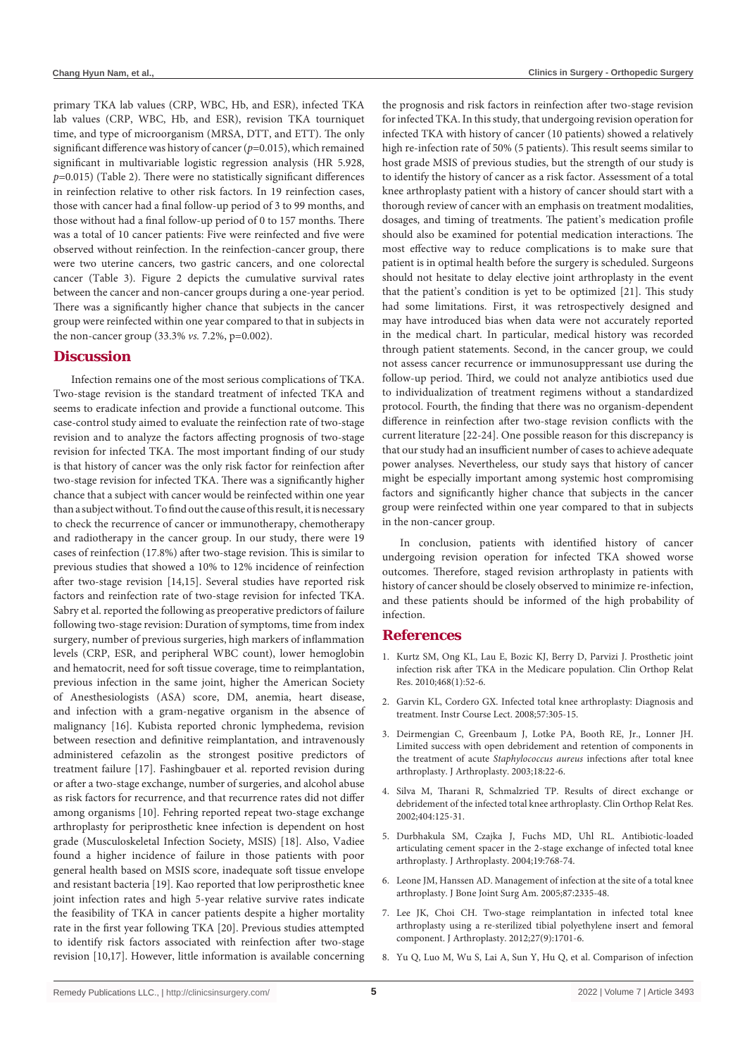primary TKA lab values (CRP, WBC, Hb, and ESR), infected TKA lab values (CRP, WBC, Hb, and ESR), revision TKA tourniquet time, and type of microorganism (MRSA, DTT, and ETT). The only significant difference was history of cancer (*p*=0.015), which remained significant in multivariable logistic regression analysis (HR 5.928, *p*=0.015) (Table 2). There were no statistically significant differences in reinfection relative to other risk factors. In 19 reinfection cases, those with cancer had a final follow-up period of 3 to 99 months, and those without had a final follow-up period of 0 to 157 months. There was a total of 10 cancer patients: Five were reinfected and five were observed without reinfection. In the reinfection-cancer group, there were two uterine cancers, two gastric cancers, and one colorectal cancer (Table 3). Figure 2 depicts the cumulative survival rates between the cancer and non-cancer groups during a one-year period. There was a significantly higher chance that subjects in the cancer group were reinfected within one year compared to that in subjects in the non-cancer group (33.3% *vs.* 7.2%, p=0.002).

## Discussion

Infection remains one of the most serious complications of TKA. Two-stage revision is the standard treatment of infected TKA and seems to eradicate infection and provide a functional outcome. This case-control study aimed to evaluate the reinfection rate of two-stage revision and to analyze the factors affecting prognosis of two-stage revision for infected TKA. The most important finding of our study is that history of cancer was the only risk factor for reinfection after two-stage revision for infected TKA. There was a significantly higher chance that a subject with cancer would be reinfected within one year than a subject without. To find out the cause of this result, it is necessary to check the recurrence of cancer or immunotherapy, chemotherapy and radiotherapy in the cancer group. In our study, there were 19 cases of reinfection (17.8%) after two-stage revision. This is similar to previous studies that showed a 10% to 12% incidence of reinfection after two-stage revision [14,15]. Several studies have reported risk factors and reinfection rate of two-stage revision for infected TKA. Sabry et al. reported the following as preoperative predictors of failure following two-stage revision: Duration of symptoms, time from index surgery, number of previous surgeries, high markers of inflammation levels (CRP, ESR, and peripheral WBC count), lower hemoglobin and hematocrit, need for soft tissue coverage, time to reimplantation, previous infection in the same joint, higher the American Society of Anesthesiologists (ASA) score, DM, anemia, heart disease, and infection with a gram-negative organism in the absence of malignancy [16]. Kubista reported chronic lymphedema, revision between resection and definitive reimplantation, and intravenously administered cefazolin as the strongest positive predictors of treatment failure [17]. Fashingbauer et al. reported revision during or after a two-stage exchange, number of surgeries, and alcohol abuse as risk factors for recurrence, and that recurrence rates did not differ among organisms [10]. Fehring reported repeat two-stage exchange arthroplasty for periprosthetic knee infection is dependent on host grade (Musculoskeletal Infection Society, MSIS) [18]. Also, Vadiee found a higher incidence of failure in those patients with poor general health based on MSIS score, inadequate soft tissue envelope and resistant bacteria [19]. Kao reported that low periprosthetic knee joint infection rates and high 5-year relative survive rates indicate the feasibility of TKA in cancer patients despite a higher mortality rate in the first year following TKA [20]. Previous studies attempted to identify risk factors associated with reinfection after two-stage revision [10,17]. However, little information is available concerning the prognosis and risk factors in reinfection after two-stage revision for infected TKA. In this study, that undergoing revision operation for infected TKA with history of cancer (10 patients) showed a relatively high re-infection rate of 50% (5 patients). This result seems similar to host grade MSIS of previous studies, but the strength of our study is to identify the history of cancer as a risk factor. Assessment of a total knee arthroplasty patient with a history of cancer should start with a thorough review of cancer with an emphasis on treatment modalities, dosages, and timing of treatments. The patient's medication profile should also be examined for potential medication interactions. The most effective way to reduce complications is to make sure that patient is in optimal health before the surgery is scheduled. Surgeons should not hesitate to delay elective joint arthroplasty in the event that the patient's condition is yet to be optimized [21]. This study had some limitations. First, it was retrospectively designed and may have introduced bias when data were not accurately reported in the medical chart. In particular, medical history was recorded through patient statements. Second, in the cancer group, we could not assess cancer recurrence or immunosuppressant use during the follow-up period. Third, we could not analyze antibiotics used due to individualization of treatment regimens without a standardized protocol. Fourth, the finding that there was no organism-dependent difference in reinfection after two-stage revision conflicts with the current literature [22-24]. One possible reason for this discrepancy is that our study had an insufficient number of cases to achieve adequate power analyses. Nevertheless, our study says that history of cancer might be especially important among systemic host compromising factors and significantly higher chance that subjects in the cancer group were reinfected within one year compared to that in subjects in the non-cancer group.

In conclusion, patients with identified history of cancer undergoing revision operation for infected TKA showed worse outcomes. Therefore, staged revision arthroplasty in patients with history of cancer should be closely observed to minimize re-infection, and these patients should be informed of the high probability of infection.

## References

1. Kurtz SM, Ong KL, Lau E, Bozic KJ, Berry D, Parvizi J. Prosthetic joint infection risk after TKA in the Medicare population. Clin Orthop Relat Res. 2010;468(1):52-6.
2. Garvin KL, Cordero GX. Infected total knee arthroplasty: Diagnosis and treatment. Instr Course Lect. 2008;57:305-15.
3. Deirmengian C, Greenbaum J, Lotke PA, Booth RE, Jr., Lonner JH. Limited success with open debridement and retention of components in the treatment of acute *Staphylococcus aureus* infections after total knee arthroplasty. J Arthroplasty. 2003;18:22-6.
4. Silva M, Tharani R, Schmalzried TP. Results of direct exchange or debridement of the infected total knee arthroplasty. Clin Orthop Relat Res. 2002;404:125-31.
5. Durbhakula SM, Czajka J, Fuchs MD, Uhl RL. Antibiotic-loaded articulating cement spacer in the 2-stage exchange of infected total knee arthroplasty. J Arthroplasty. 2004;19:768-74.
6. Leone JM, Hanssen AD. Management of infection at the site of a total knee arthroplasty. J Bone Joint Surg Am. 2005;87:2335-48.
7. Lee JK, Choi CH. Two-stage reimplantation in infected total knee arthroplasty using a re-sterilized tibial polyethylene insert and femoral component. J Arthroplasty. 2012;27(9):1701-6.
8. Yu Q, Luo M, Wu S, Lai A, Sun Y, Hu Q, et al. Comparison of infection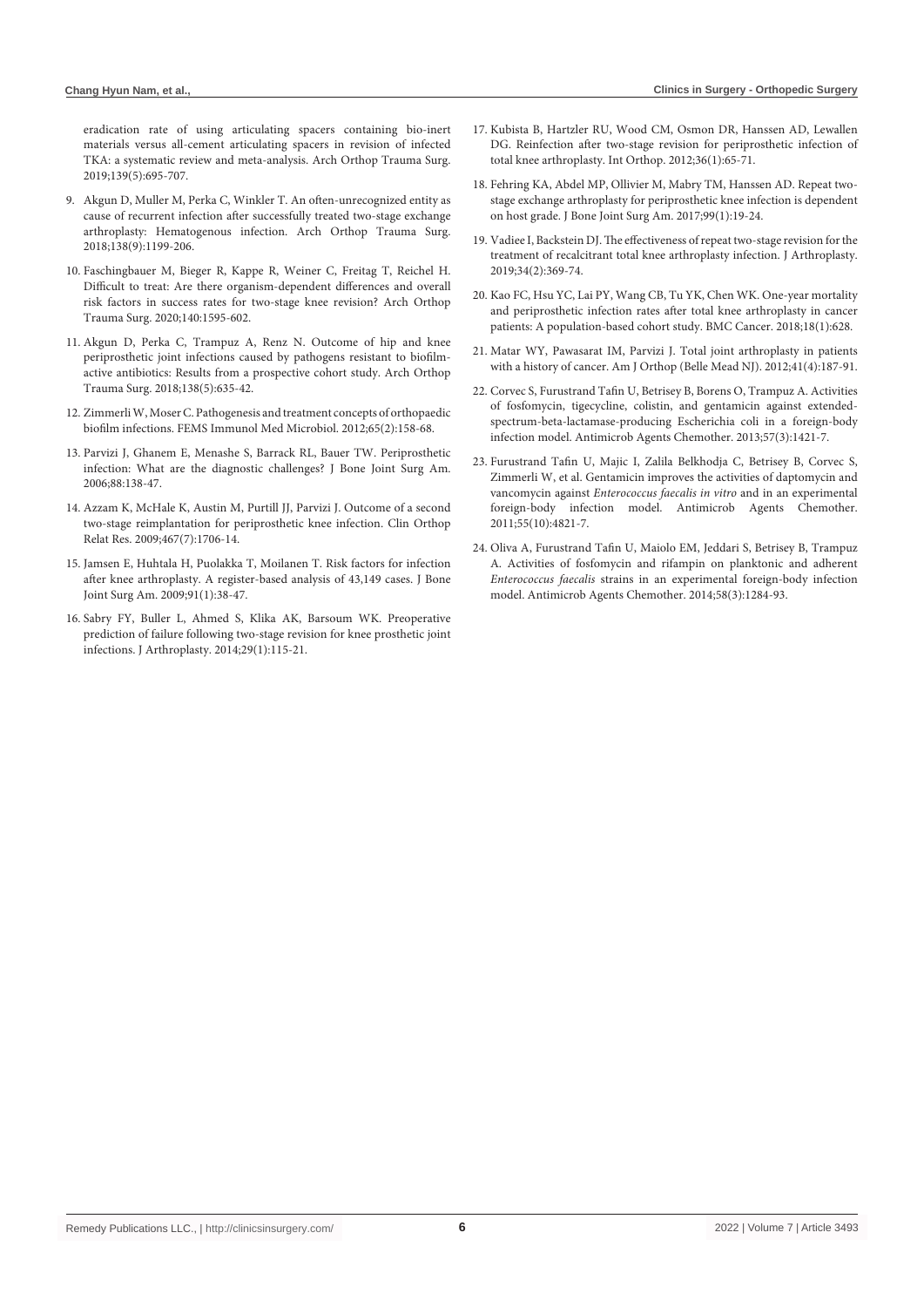eradication rate of using articulating spacers containing bio-inert materials versus all-cement articulating spacers in revision of infected TKA: a systematic review and meta-analysis. Arch Orthop Trauma Surg. 2019;139(5):695-707.

9. Akgun D, Muller M, Perka C, Winkler T. An often-unrecognized entity as cause of recurrent infection after successfully treated two-stage exchange arthroplasty: Hematogenous infection. Arch Orthop Trauma Surg. 2018;138(9):1199-206.

10. Faschingbauer M, Bieger R, Kappe R, Weiner C, Freitag T, Reichel H. Difficult to treat: Are there organism-dependent differences and overall risk factors in success rates for two-stage knee revision? Arch Orthop Trauma Surg. 2020;140:1595-602.

11. Akgun D, Perka C, Trampuz A, Renz N. Outcome of hip and knee periprosthetic joint infections caused by pathogens resistant to biofilm-active antibiotics: Results from a prospective cohort study. Arch Orthop Trauma Surg. 2018;138(5):635-42.

12. Zimmerli W, Moser C. Pathogenesis and treatment concepts of orthopaedic biofilm infections. FEMS Immunol Med Microbiol. 2012;65(2):158-68.

13. Parvizi J, Ghanem E, Menashe S, Barrack RL, Bauer TW. Periprosthetic infection: What are the diagnostic challenges? J Bone Joint Surg Am. 2006;88:138-47.

14. Azzam K, McHale K, Austin M, Purtill JJ, Parvizi J. Outcome of a second two-stage reimplantation for periprosthetic knee infection. Clin Orthop Relat Res. 2009;467(7):1706-14.

15. Jamsen E, Huhtala H, Puolakka T, Moilanen T. Risk factors for infection after knee arthroplasty. A register-based analysis of 43,149 cases. J Bone Joint Surg Am. 2009;91(1):38-47.

16. Sabry FY, Buller L, Ahmed S, Klika AK, Barsoum WK. Preoperative prediction of failure following two-stage revision for knee prosthetic joint infections. J Arthroplasty. 2014;29(1):115-21.

17. Kubista B, Hartzler RU, Wood CM, Osmon DR, Hanssen AD, Lewallen DG. Reinfection after two-stage revision for periprosthetic infection of total knee arthroplasty. Int Orthop. 2012;36(1):65-71.

18. Fehring KA, Abdel MP, Ollivier M, Mabry TM, Hanssen AD. Repeat two-stage exchange arthroplasty for periprosthetic knee infection is dependent on host grade. J Bone Joint Surg Am. 2017;99(1):19-24.

19. Vadiee I, Backstein DJ. The effectiveness of repeat two-stage revision for the treatment of recalcitrant total knee arthroplasty infection. J Arthroplasty. 2019;34(2):369-74.

20. Kao FC, Hsu YC, Lai PY, Wang CB, Tu YK, Chen WK. One-year mortality and periprosthetic infection rates after total knee arthroplasty in cancer patients: A population-based cohort study. BMC Cancer. 2018;18(1):628.

21. Matar WY, Pawasarat IM, Parvizi J. Total joint arthroplasty in patients with a history of cancer. Am J Orthop (Belle Mead NJ). 2012;41(4):187-91.

22. Corvec S, Furustrand Tafin U, Betrisey B, Borens O, Trampuz A. Activities of fosfomycin, tigecycline, colistin, and gentamicin against extended-spectrum-beta-lactamase-producing Escherichia coli in a foreign-body infection model. Antimicrob Agents Chemother. 2013;57(3):1421-7.

23. Furustrand Tafin U, Majic I, Zalila Belkhodja C, Betrisey B, Corvec S, Zimmerli W, et al. Gentamicin improves the activities of daptomycin and vancomycin against *Enterococcus faecalis in vitro* and in an experimental foreign-body infection model. Antimicrob Agents Chemother. 2011;55(10):4821-7.

24. Oliva A, Furustrand Tafin U, Maiolo EM, Jeddari S, Betrisey B, Trampuz A. Activities of fosfomycin and rifampin on planktonic and adherent *Enterococcus faecalis* strains in an experimental foreign-body infection model. Antimicrob Agents Chemother. 2014;58(3):1284-93.